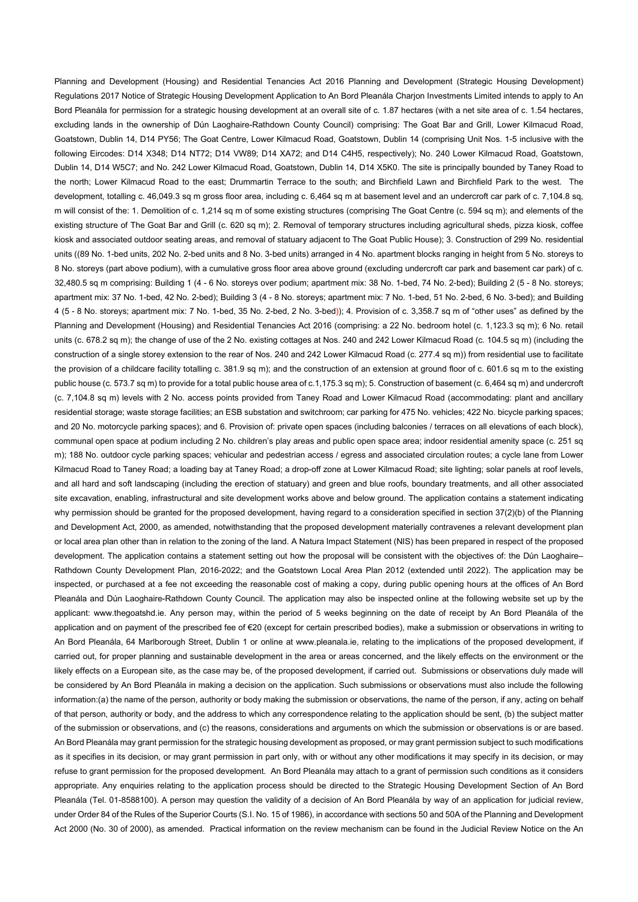Planning and Development (Housing) and Residential Tenancies Act 2016 Planning and Development (Strategic Housing Development) Regulations 2017 Notice of Strategic Housing Development Application to An Bord Pleanála Charjon Investments Limited intends to apply to An Bord Pleanála for permission for a strategic housing development at an overall site of c. 1.87 hectares (with a net site area of c. 1.54 hectares, excluding lands in the ownership of Dún Laoghaire-Rathdown County Council) comprising: The Goat Bar and Grill, Lower Kilmacud Road, Goatstown, Dublin 14, D14 PY56; The Goat Centre, Lower Kilmacud Road, Goatstown, Dublin 14 (comprising Unit Nos. 1-5 inclusive with the following Eircodes: D14 X348; D14 NT72; D14 VW89; D14 XA72; and D14 C4H5, respectively); No. 240 Lower Kilmacud Road, Goatstown, Dublin 14, D14 W5C7; and No. 242 Lower Kilmacud Road, Goatstown, Dublin 14, D14 X5K0. The site is principally bounded by Taney Road to the north; Lower Kilmacud Road to the east; Drummartin Terrace to the south; and Birchfield Lawn and Birchfield Park to the west. The development, totalling c. 46,049.3 sq m gross floor area, including c. 6,464 sq m at basement level and an undercroft car park of c. 7,104.8 sq, m will consist of the: 1. Demolition of c. 1,214 sq m of some existing structures (comprising The Goat Centre (c. 594 sq m); and elements of the existing structure of The Goat Bar and Grill (c. 620 sq m); 2. Removal of temporary structures including agricultural sheds, pizza kiosk, coffee kiosk and associated outdoor seating areas, and removal of statuary adjacent to The Goat Public House); 3. Construction of 299 No. residential units ((89 No. 1-bed units, 202 No. 2-bed units and 8 No. 3-bed units) arranged in 4 No. apartment blocks ranging in height from 5 No. storeys to 8 No. storeys (part above podium), with a cumulative gross floor area above ground (excluding undercroft car park and basement car park) of c. 32,480.5 sq m comprising: Building 1 (4 - 6 No. storeys over podium; apartment mix: 38 No. 1-bed, 74 No. 2-bed); Building 2 (5 - 8 No. storeys; apartment mix: 37 No. 1-bed, 42 No. 2-bed); Building 3 (4 - 8 No. storeys; apartment mix: 7 No. 1-bed, 51 No. 2-bed, 6 No. 3-bed); and Building 4 (5 - 8 No. storeys; apartment mix: 7 No. 1-bed, 35 No. 2-bed, 2 No. 3-bed)); 4. Provision of c. 3,358.7 sq m of "other uses" as defined by the Planning and Development (Housing) and Residential Tenancies Act 2016 (comprising: a 22 No. bedroom hotel (c. 1,123.3 sq m); 6 No. retail units (c. 678.2 sq m); the change of use of the 2 No. existing cottages at Nos. 240 and 242 Lower Kilmacud Road (c. 104.5 sq m) (including the construction of a single storey extension to the rear of Nos. 240 and 242 Lower Kilmacud Road (c. 277.4 sq m)) from residential use to facilitate the provision of a childcare facility totalling c. 381.9 sq m); and the construction of an extension at ground floor of c. 601.6 sq m to the existing public house (c. 573.7 sq m) to provide for a total public house area of c.1,175.3 sq m); 5. Construction of basement (c. 6,464 sq m) and undercroft (c. 7,104.8 sq m) levels with 2 No. access points provided from Taney Road and Lower Kilmacud Road (accommodating: plant and ancillary residential storage; waste storage facilities; an ESB substation and switchroom; car parking for 475 No. vehicles; 422 No. bicycle parking spaces; and 20 No. motorcycle parking spaces); and 6. Provision of: private open spaces (including balconies / terraces on all elevations of each block), communal open space at podium including 2 No. children's play areas and public open space area; indoor residential amenity space (c. 251 sq m); 188 No. outdoor cycle parking spaces; vehicular and pedestrian access / egress and associated circulation routes; a cycle lane from Lower Kilmacud Road to Taney Road; a loading bay at Taney Road; a drop-off zone at Lower Kilmacud Road; site lighting; solar panels at roof levels, and all hard and soft landscaping (including the erection of statuary) and green and blue roofs, boundary treatments, and all other associated site excavation, enabling, infrastructural and site development works above and below ground. The application contains a statement indicating why permission should be granted for the proposed development, having regard to a consideration specified in section 37(2)(b) of the Planning and Development Act, 2000, as amended, notwithstanding that the proposed development materially contravenes a relevant development plan or local area plan other than in relation to the zoning of the land. A Natura Impact Statement (NIS) has been prepared in respect of the proposed development. The application contains a statement setting out how the proposal will be consistent with the objectives of: the Dún Laoghaire–Rathdown County Development Plan, 2016-2022; and the Goatstown Local Area Plan 2012 (extended until 2022). The application may be inspected, or purchased at a fee not exceeding the reasonable cost of making a copy, during public opening hours at the offices of An Bord Pleanála and Dún Laoghaire-Rathdown County Council. The application may also be inspected online at the following website set up by the applicant: www.thegoatshd.ie. Any person may, within the period of 5 weeks beginning on the date of receipt by An Bord Pleanála of the application and on payment of the prescribed fee of €20 (except for certain prescribed bodies), make a submission or observations in writing to An Bord Pleanála, 64 Marlborough Street, Dublin 1 or online at www.pleanala.ie, relating to the implications of the proposed development, if carried out, for proper planning and sustainable development in the area or areas concerned, and the likely effects on the environment or the likely effects on a European site, as the case may be, of the proposed development, if carried out. Submissions or observations duly made will be considered by An Bord Pleanála in making a decision on the application. Such submissions or observations must also include the following information:(a) the name of the person, authority or body making the submission or observations, the name of the person, if any, acting on behalf of that person, authority or body, and the address to which any correspondence relating to the application should be sent, (b) the subject matter of the submission or observations, and (c) the reasons, considerations and arguments on which the submission or observations is or are based. An Bord Pleanála may grant permission for the strategic housing development as proposed, or may grant permission subject to such modifications as it specifies in its decision, or may grant permission in part only, with or without any other modifications it may specify in its decision, or may refuse to grant permission for the proposed development. An Bord Pleanála may attach to a grant of permission such conditions as it considers appropriate. Any enquiries relating to the application process should be directed to the Strategic Housing Development Section of An Bord Pleanála (Tel. 01-8588100). A person may question the validity of a decision of An Bord Pleanála by way of an application for judicial review, under Order 84 of the Rules of the Superior Courts (S.I. No. 15 of 1986), in accordance with sections 50 and 50A of the Planning and Development Act 2000 (No. 30 of 2000), as amended. Practical information on the review mechanism can be found in the Judicial Review Notice on the An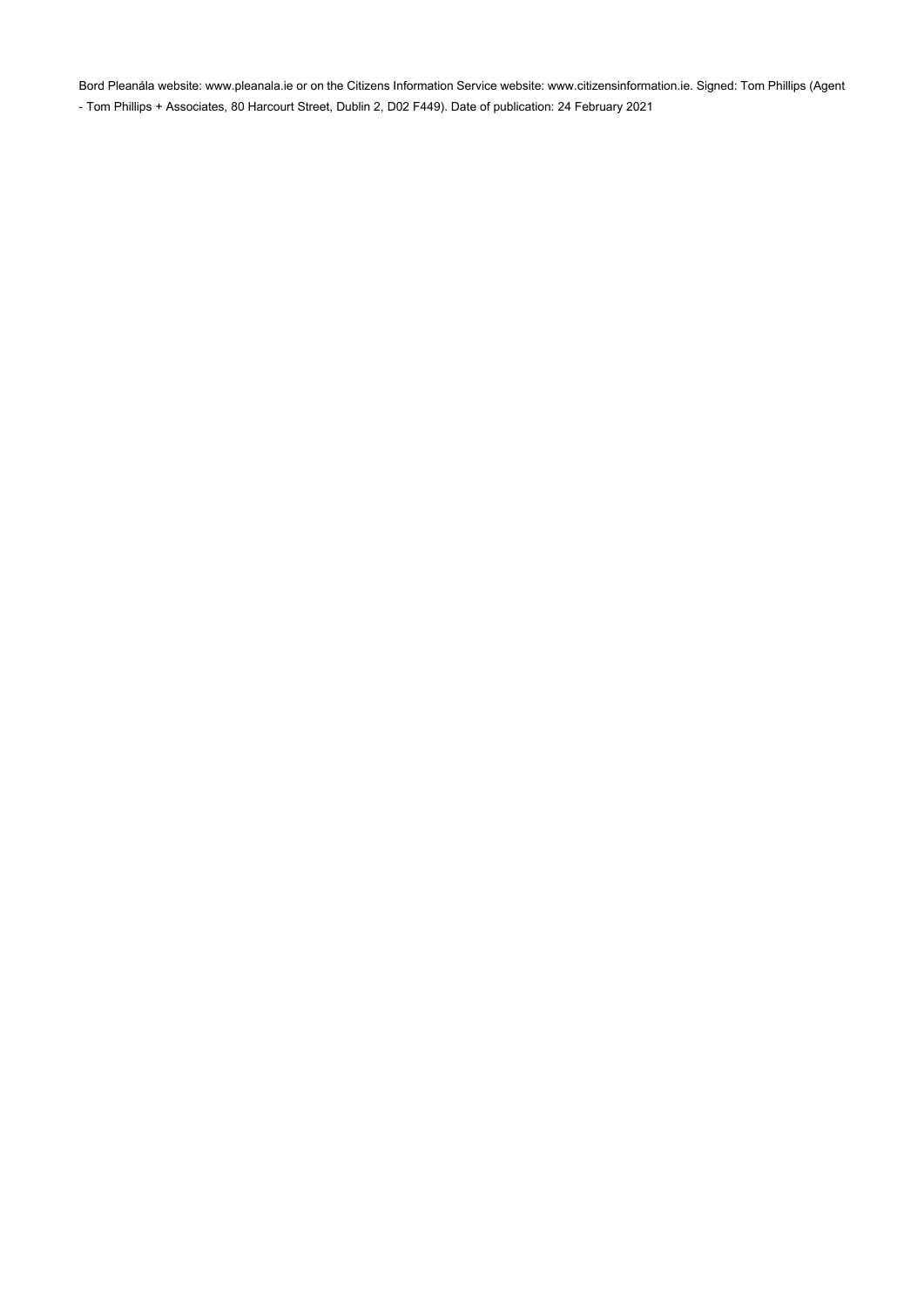Bord Pleanála website: www.pleanala.ie or on the Citizens Information Service website: www.citizensinformation.ie. Signed: Tom Phillips (Agent - Tom Phillips + Associates, 80 Harcourt Street, Dublin 2, D02 F449). Date of publication: 24 February 2021